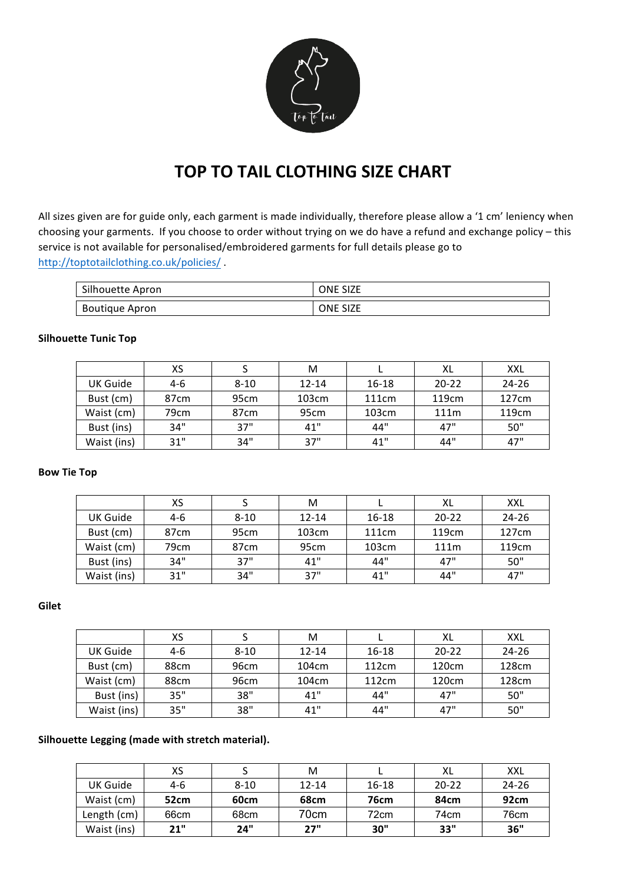# TOP TO TAIL CLOTHING SIZE CHART

All sizes given are for guide only, each garment is made individually, therefore please allow a '1 cm' leniency when choosing your garments. If you choose to order without trying on we do have a refund and exchange policy – this service is not available for personalised/embroidered garments for full details please go to http://toptotailclothing.co.uk/policies/ .

| Silhouette Apron | ONE SIZE |
|---|---|
| Boutique Apron | ONE SIZE |

**Silhouette Tunic Top**

| | XS | S | M | L | XL | XXL |
|---|---|---|---|---|---|---|
| UK Guide | 4-6 | 8-10 | 12-14 | 16-18 | 20-22 | 24-26 |
| Bust (cm) | 87cm | 95cm | 103cm | 111cm | 119cm | 127cm |
| Waist (cm) | 79cm | 87cm | 95cm | 103cm | 111m | 119cm |
| Bust (ins) | 34" | 37" | 41" | 44" | 47" | 50" |
| Waist (ins) | 31" | 34" | 37" | 41" | 44" | 47" |

**Bow Tie Top**

| | XS | S | M | L | XL | XXL |
|---|---|---|---|---|---|---|
| UK Guide | 4-6 | 8-10 | 12-14 | 16-18 | 20-22 | 24-26 |
| Bust (cm) | 87cm | 95cm | 103cm | 111cm | 119cm | 127cm |
| Waist (cm) | 79cm | 87cm | 95cm | 103cm | 111m | 119cm |
| Bust (ins) | 34" | 37" | 41" | 44" | 47" | 50" |
| Waist (ins) | 31" | 34" | 37" | 41" | 44" | 47" |

**Gilet**

| | XS | S | M | L | XL | XXL |
|---|---|---|---|---|---|---|
| UK Guide | 4-6 | 8-10 | 12-14 | 16-18 | 20-22 | 24-26 |
| Bust (cm) | 88cm | 96cm | 104cm | 112cm | 120cm | 128cm |
| Waist (cm) | 88cm | 96cm | 104cm | 112cm | 120cm | 128cm |
| Bust (ins) | 35" | 38" | 41" | 44" | 47" | 50" |
| Waist (ins) | 35" | 38" | 41" | 44" | 47" | 50" |

**Silhouette Legging (made with stretch material).**

| | XS | S | M | L | XL | XXL |
|---|---|---|---|---|---|---|
| UK Guide | 4-6 | 8-10 | 12-14 | 16-18 | 20-22 | 24-26 |
| Waist (cm) | **52cm** | **60cm** | **68cm** | **76cm** | **84cm** | **92cm** |
| Length (cm) | 66cm | 68cm | 70cm | 72cm | 74cm | 76cm |
| Waist (ins) | **21"** | **24"** | **27"** | **30"** | **33"** | **36"** |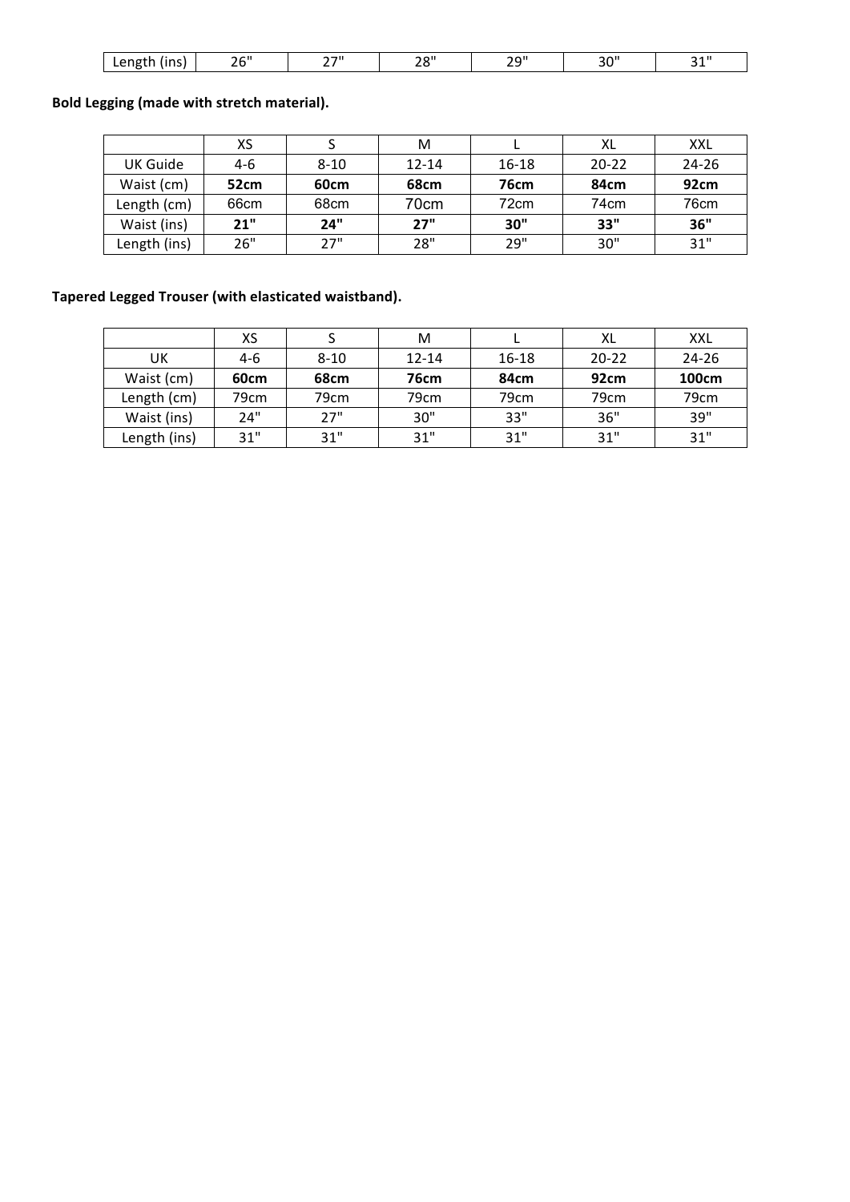| | | | | | | |
|---|---|---|---|---|---|---|
| Length (ins) | 26" | 27" | 28" | 29" | 30" | 31" |

**Bold Legging (made with stretch material).**

| | XS | S | M | L | XL | XXL |
|---|---|---|---|---|---|---|
| UK Guide | 4-6 | 8-10 | 12-14 | 16-18 | 20-22 | 24-26 |
| Waist (cm) | **52cm** | **60cm** | **68cm** | **76cm** | **84cm** | **92cm** |
| Length (cm) | 66cm | 68cm | 70cm | 72cm | 74cm | 76cm |
| Waist (ins) | **21"** | **24"** | **27"** | **30"** | **33"** | **36"** |
| Length (ins) | 26" | 27" | 28" | 29" | 30" | 31" |

**Tapered Legged Trouser (with elasticated waistband).**

| | XS | S | M | L | XL | XXL |
|---|---|---|---|---|---|---|
| UK | 4-6 | 8-10 | 12-14 | 16-18 | 20-22 | 24-26 |
| Waist (cm) | **60cm** | **68cm** | **76cm** | **84cm** | **92cm** | **100cm** |
| Length (cm) | 79cm | 79cm | 79cm | 79cm | 79cm | 79cm |
| Waist (ins) | 24" | 27" | 30" | 33" | 36" | 39" |
| Length (ins) | 31" | 31" | 31" | 31" | 31" | 31" |